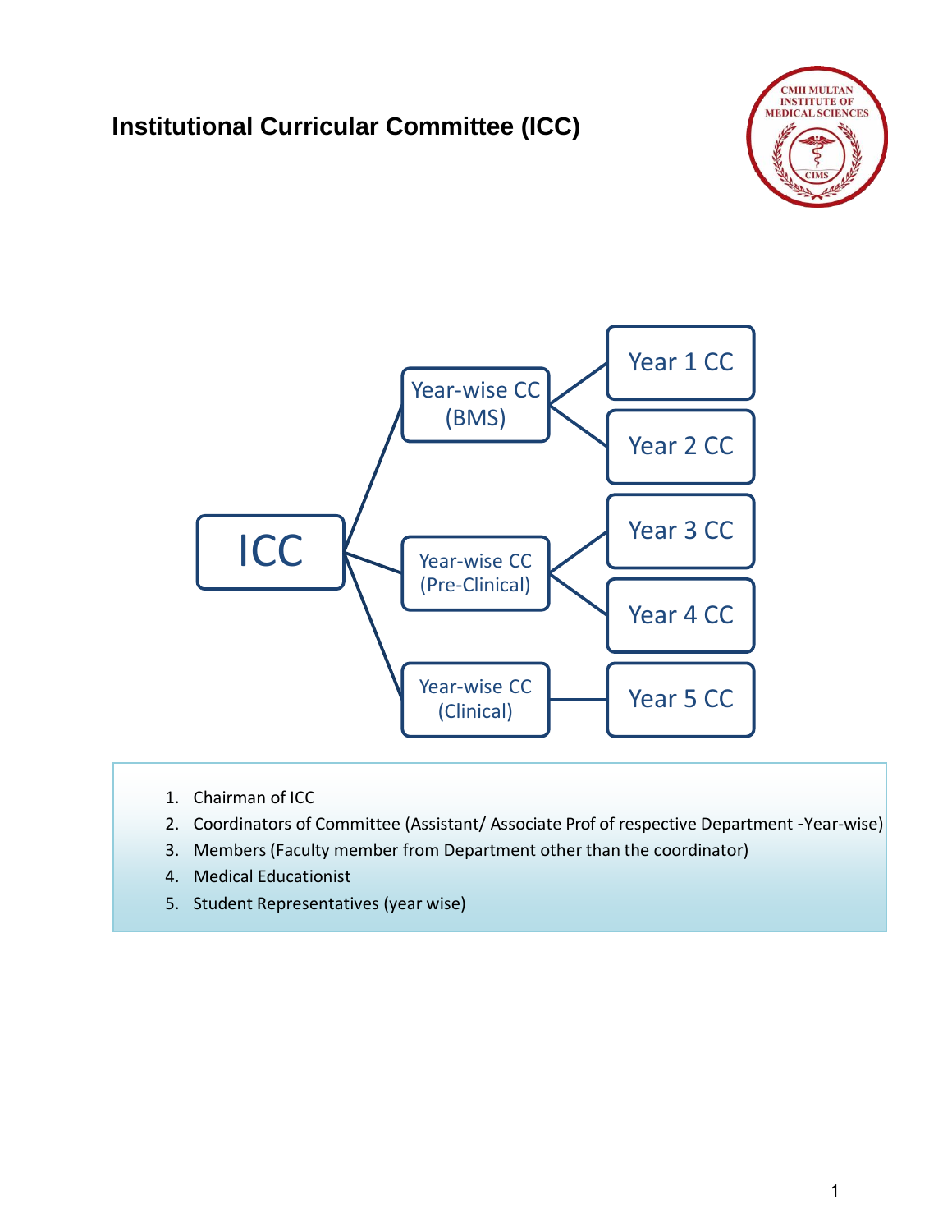# Institutional Curricular Committee (ICC)

- ICC
  - Year-wise CC (BMS)
    - Year 1 CC
    - Year 2 CC
  - Year-wise CC (Pre-Clinical)
    - Year 3 CC
    - Year 4 CC
  - Year-wise CC (Clinical)
    - Year 5 CC

1. Chairman of ICC
2. Coordinators of Committee (Assistant/ Associate Prof of respective Department -Year-wise)
3. Members (Faculty member from Department other than the coordinator)
4. Medical Educationist
5. Student Representatives (year wise)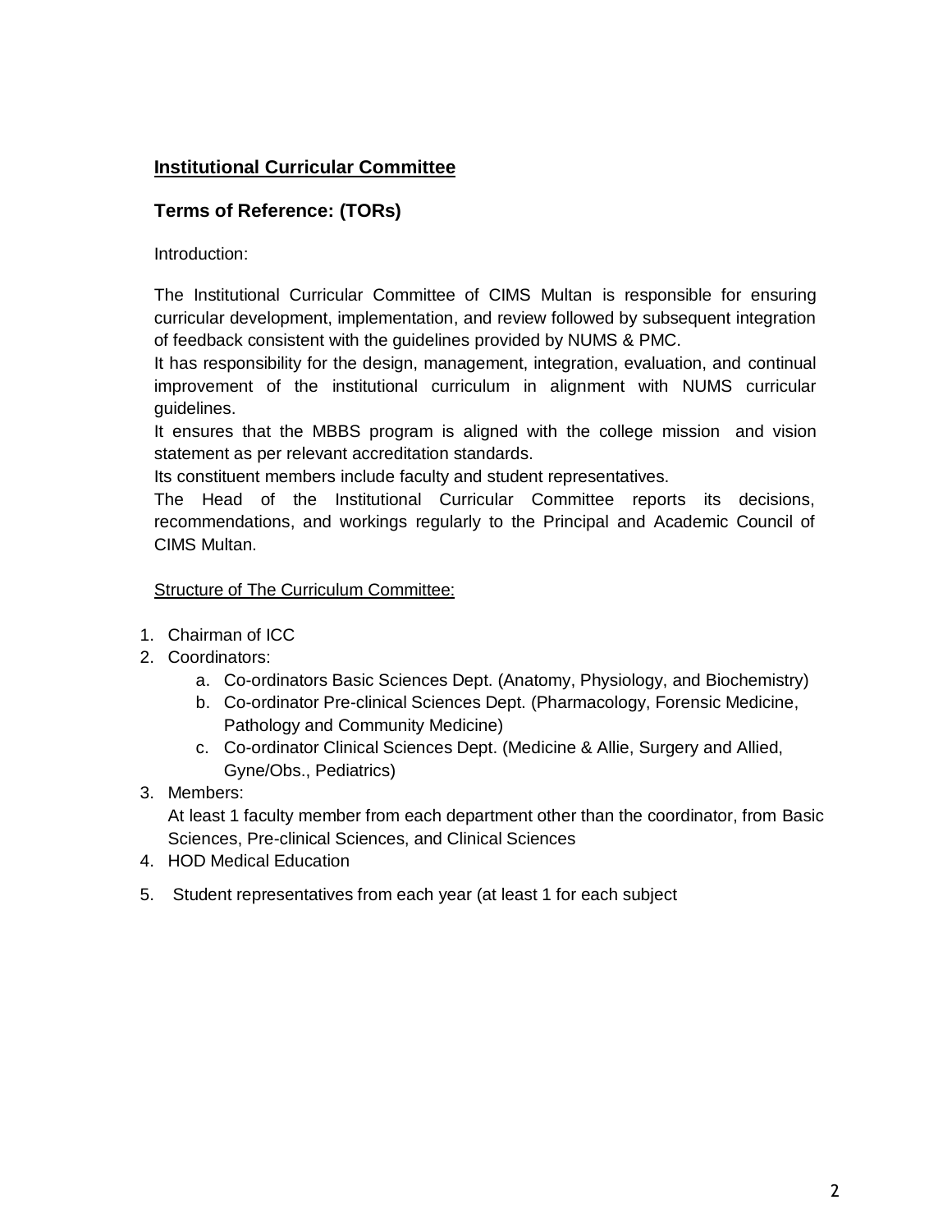## **Institutional Curricular Committee**

### **Terms of Reference: (TORs)**

Introduction:

The Institutional Curricular Committee of CIMS Multan is responsible for ensuring curricular development, implementation, and review followed by subsequent integration of feedback consistent with the guidelines provided by NUMS & PMC.
It has responsibility for the design, management, integration, evaluation, and continual improvement of the institutional curriculum in alignment with NUMS curricular guidelines.
It ensures that the MBBS program is aligned with the college mission and vision statement as per relevant accreditation standards.
Its constituent members include faculty and student representatives.
The Head of the Institutional Curricular Committee reports its decisions, recommendations, and workings regularly to the Principal and Academic Council of CIMS Multan.

Structure of The Curriculum Committee:

1. Chairman of ICC
2. Coordinators:
    a. Co-ordinators Basic Sciences Dept. (Anatomy, Physiology, and Biochemistry)
    b. Co-ordinator Pre-clinical Sciences Dept. (Pharmacology, Forensic Medicine, Pathology and Community Medicine)
    c. Co-ordinator Clinical Sciences Dept. (Medicine & Allie, Surgery and Allied, Gyne/Obs., Pediatrics)
3. Members:
   At least 1 faculty member from each department other than the coordinator, from Basic Sciences, Pre-clinical Sciences, and Clinical Sciences
4. HOD Medical Education
5. Student representatives from each year (at least 1 for each subject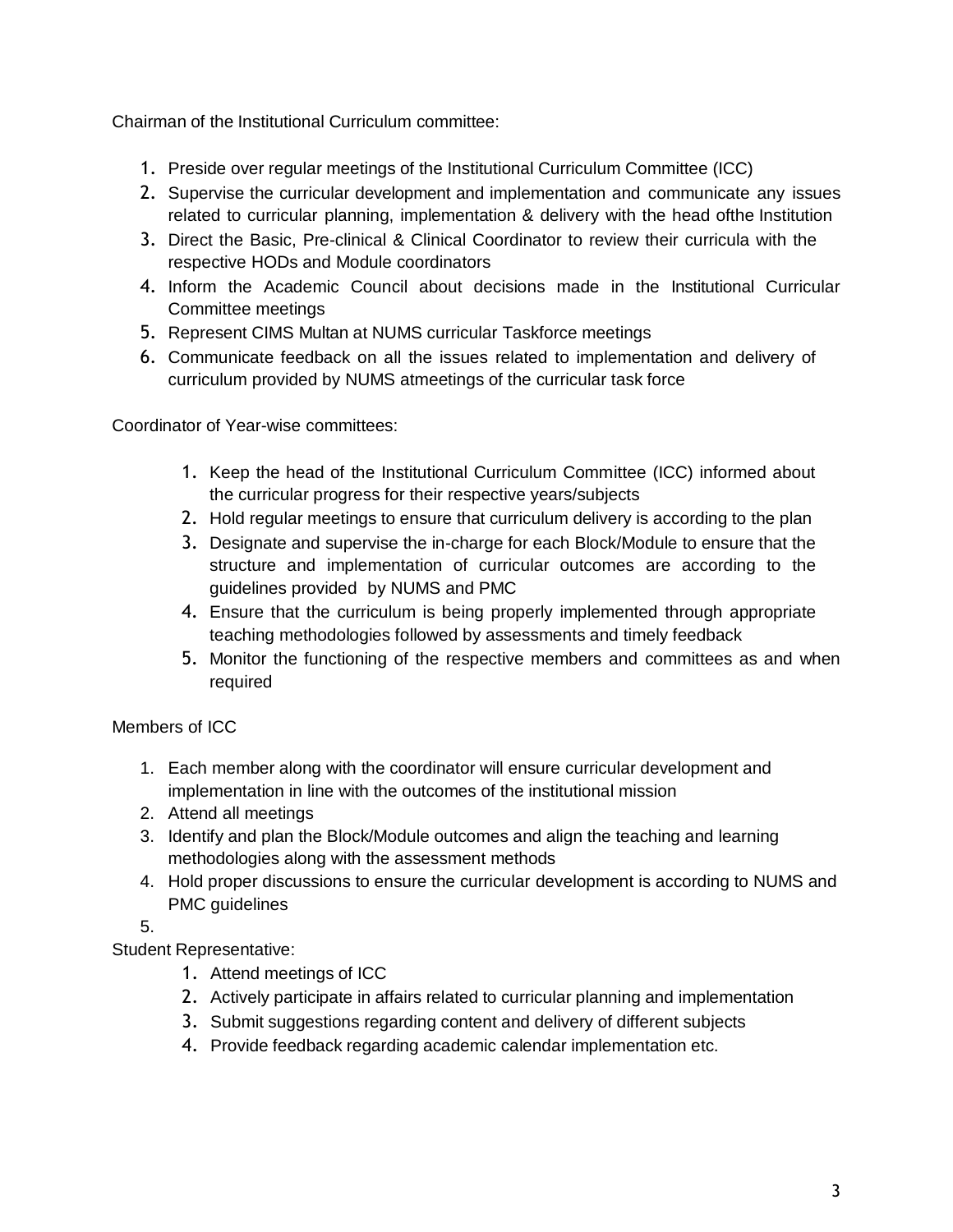Chairman of the Institutional Curriculum committee:

1. Preside over regular meetings of the Institutional Curriculum Committee (ICC)
2. Supervise the curricular development and implementation and communicate any issues related to curricular planning, implementation & delivery with the head ofthe Institution
3. Direct the Basic, Pre-clinical & Clinical Coordinator to review their curricula with the respective HODs and Module coordinators
4. Inform the Academic Council about decisions made in the Institutional Curricular Committee meetings
5. Represent CIMS Multan at NUMS curricular Taskforce meetings
6. Communicate feedback on all the issues related to implementation and delivery of curriculum provided by NUMS atmeetings of the curricular task force

Coordinator of Year-wise committees:

1. Keep the head of the Institutional Curriculum Committee (ICC) informed about the curricular progress for their respective years/subjects
2. Hold regular meetings to ensure that curriculum delivery is according to the plan
3. Designate and supervise the in-charge for each Block/Module to ensure that the structure and implementation of curricular outcomes are according to the guidelines provided by NUMS and PMC
4. Ensure that the curriculum is being properly implemented through appropriate teaching methodologies followed by assessments and timely feedback
5. Monitor the functioning of the respective members and committees as and when required

Members of ICC

1. Each member along with the coordinator will ensure curricular development and implementation in line with the outcomes of the institutional mission
2. Attend all meetings
3. Identify and plan the Block/Module outcomes and align the teaching and learning methodologies along with the assessment methods
4. Hold proper discussions to ensure the curricular development is according to NUMS and PMC guidelines
5.

Student Representative:

1. Attend meetings of ICC
2. Actively participate in affairs related to curricular planning and implementation
3. Submit suggestions regarding content and delivery of different subjects
4. Provide feedback regarding academic calendar implementation etc.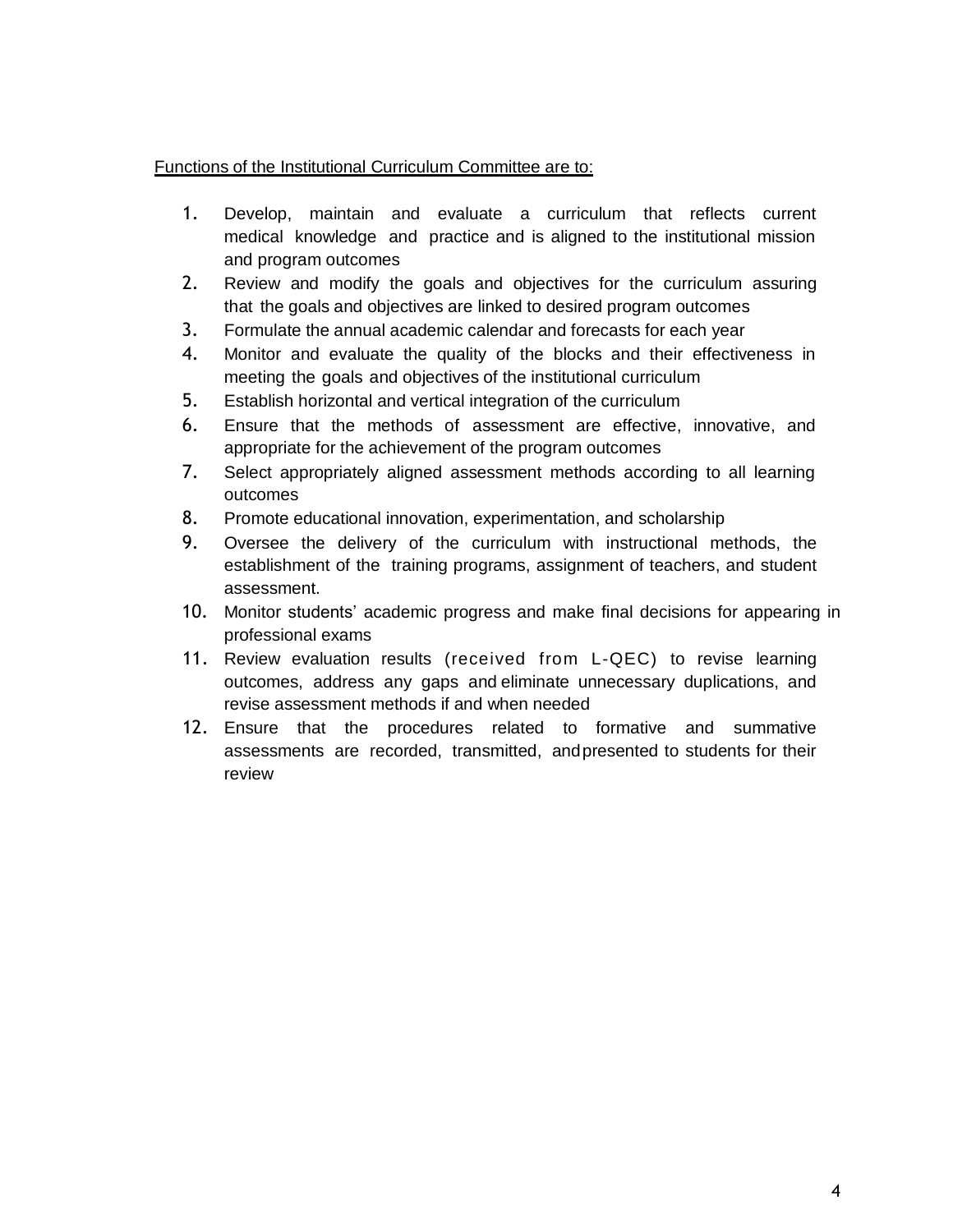Functions of the Institutional Curriculum Committee are to:

1. Develop, maintain and evaluate a curriculum that reflects current medical knowledge and practice and is aligned to the institutional mission and program outcomes
2. Review and modify the goals and objectives for the curriculum assuring that the goals and objectives are linked to desired program outcomes
3. Formulate the annual academic calendar and forecasts for each year
4. Monitor and evaluate the quality of the blocks and their effectiveness in meeting the goals and objectives of the institutional curriculum
5. Establish horizontal and vertical integration of the curriculum
6. Ensure that the methods of assessment are effective, innovative, and appropriate for the achievement of the program outcomes
7. Select appropriately aligned assessment methods according to all learning outcomes
8. Promote educational innovation, experimentation, and scholarship
9. Oversee the delivery of the curriculum with instructional methods, the establishment of the training programs, assignment of teachers, and student assessment.
10. Monitor students' academic progress and make final decisions for appearing in professional exams
11. Review evaluation results (received from L-QEC) to revise learning outcomes, address any gaps and eliminate unnecessary duplications, and revise assessment methods if and when needed
12. Ensure that the procedures related to formative and summative assessments are recorded, transmitted, and presented to students for their review